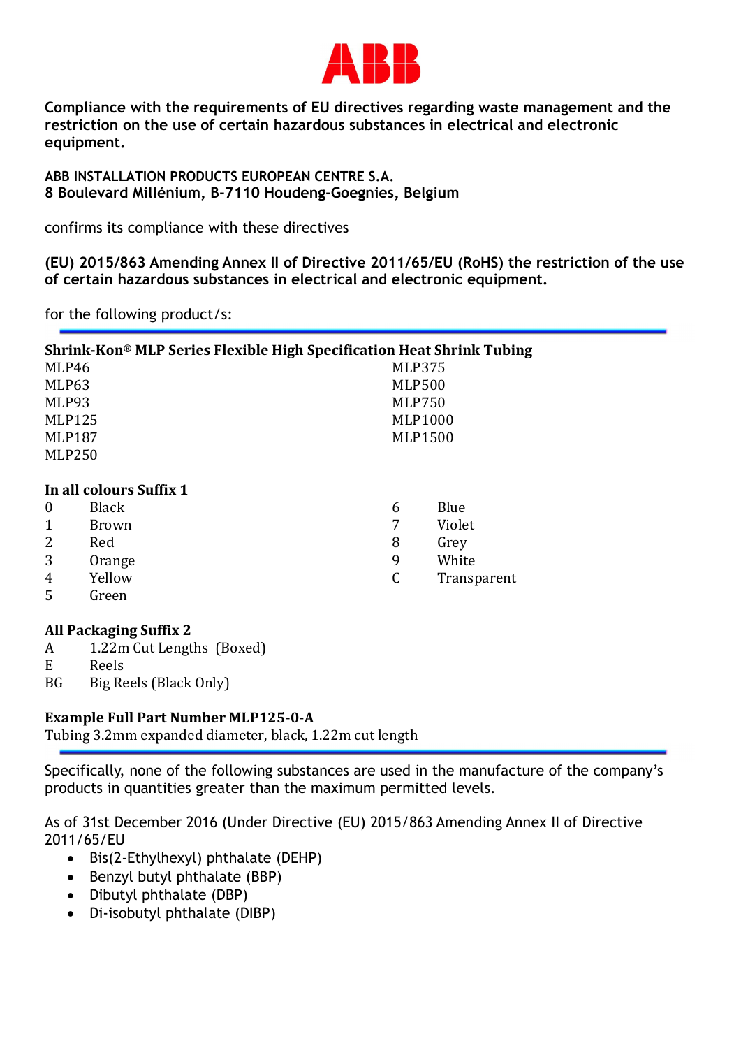ABB

**Compliance with the requirements of EU directives regarding waste management and the restriction on the use of certain hazardous substances in electrical and electronic equipment.**

**ABB INSTALLATION PRODUCTS EUROPEAN CENTRE S.A.**
**8 Boulevard Millénium, B-7110 Houdeng-Goegnies, Belgium**

confirms its compliance with these directives

**(EU) 2015/863 Amending Annex II of Directive 2011/65/EU (RoHS) the restriction of the use of certain hazardous substances in electrical and electronic equipment.**

for the following product/s:

---

**Shrink-Kon® MLP Series Flexible High Specification Heat Shrink Tubing**

MLP46
MLP63
MLP93
MLP125
MLP187
MLP250
MLP375
MLP500
MLP750
MLP1000
MLP1500

**In all colours Suffix 1**

| | |
|---|---|
| 0 | Black |
| 1 | Brown |
| 2 | Red |
| 3 | Orange |
| 4 | Yellow |
| 5 | Green |
| 6 | Blue |
| 7 | Violet |
| 8 | Grey |
| 9 | White |
| C | Transparent |

**All Packaging Suffix 2**

| | |
|---|---|
| A | 1.22m Cut Lengths (Boxed) |
| E | Reels |
| BG | Big Reels (Black Only) |

**Example Full Part Number MLP125-0-A**
Tubing 3.2mm expanded diameter, black, 1.22m cut length

---

Specifically, none of the following substances are used in the manufacture of the company's products in quantities greater than the maximum permitted levels.

As of 31st December 2016 (Under Directive (EU) 2015/863 Amending Annex II of Directive 2011/65/EU

- Bis(2-Ethylhexyl) phthalate (DEHP)
- Benzyl butyl phthalate (BBP)
- Dibutyl phthalate (DBP)
- Di-isobutyl phthalate (DIBP)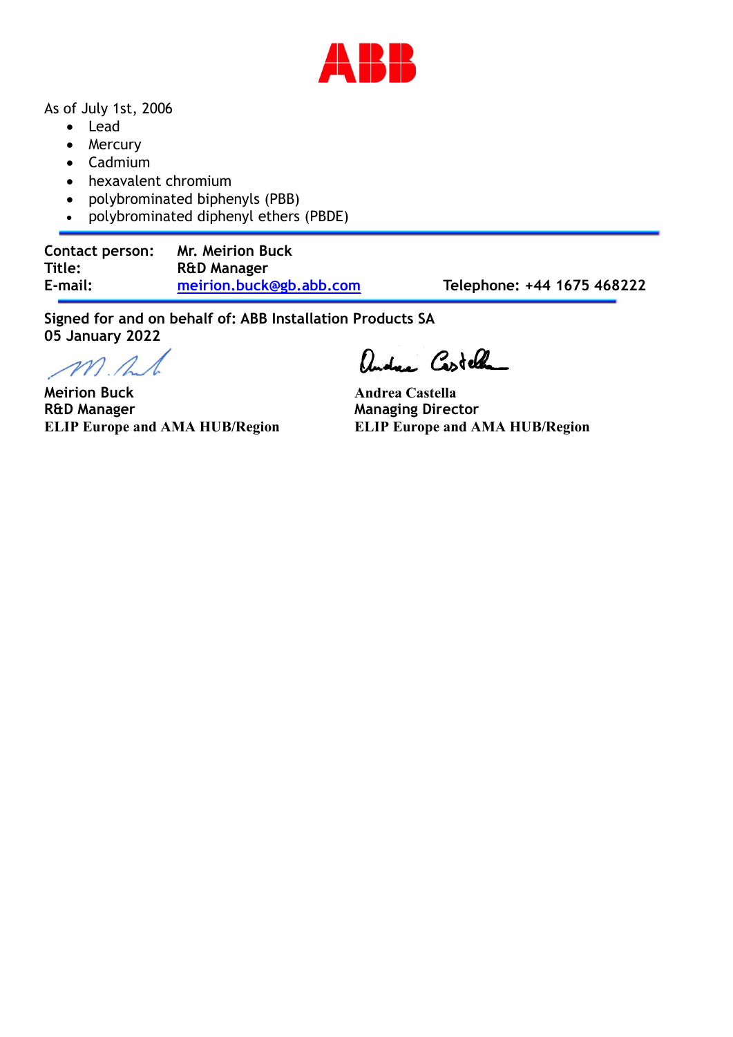ABB

As of July 1st, 2006

- Lead
- Mercury
- Cadmium
- hexavalent chromium
- polybrominated biphenyls (PBB)
- polybrominated diphenyl ethers (PBDE)

---

**Contact person:** **Mr. Meirion Buck**
**Title:** **R&D Manager**
**E-mail:** **meirion.buck@gb.abb.com** **Telephone: +44 1675 468222**

---

**Signed for and on behalf of: ABB Installation Products SA**
**05 January 2022**

**Meirion Buck**
**R&D Manager**
**ELIP Europe and AMA HUB/Region**

**Andrea Castella**
**Managing Director**
**ELIP Europe and AMA HUB/Region**